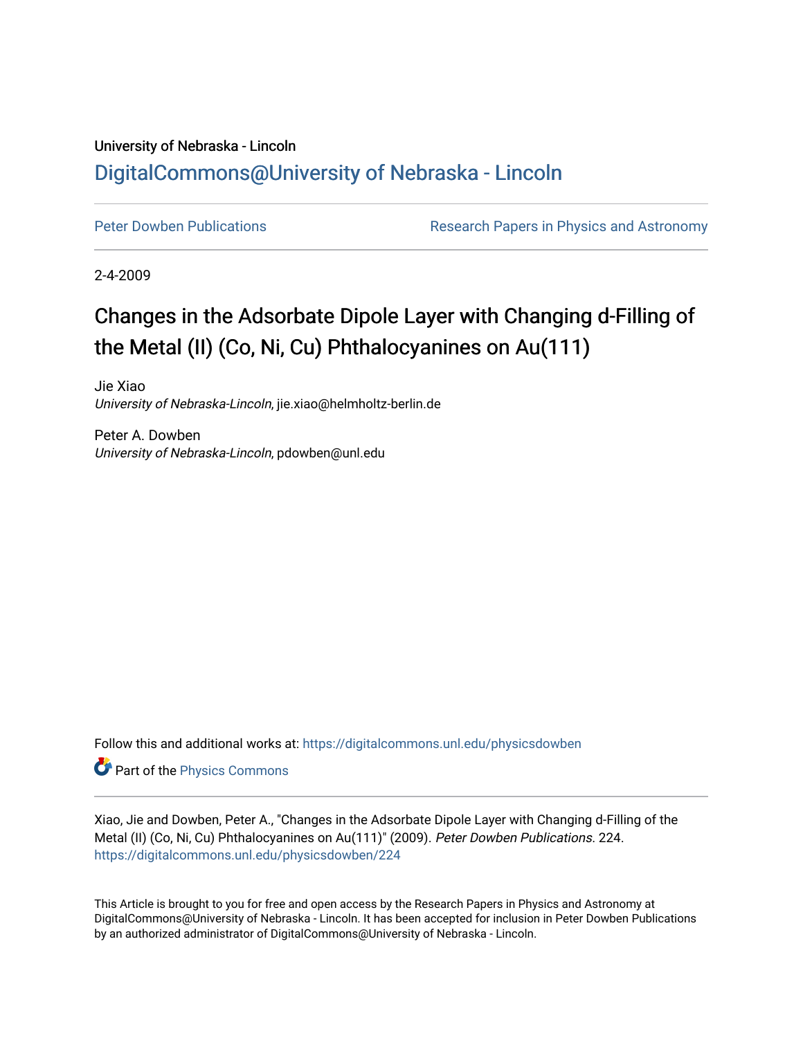University of Nebraska - Lincoln

# DigitalCommons@University of Nebraska - Lincoln

Peter Dowben Publications

Research Papers in Physics and Astronomy

2-4-2009

## Changes in the Adsorbate Dipole Layer with Changing d-Filling of the Metal (II) (Co, Ni, Cu) Phthalocyanines on Au(111)

Jie Xiao
*University of Nebraska-Lincoln*, jie.xiao@helmholtz-berlin.de

Peter A. Dowben
*University of Nebraska-Lincoln*, pdowben@unl.edu

Follow this and additional works at: https://digitalcommons.unl.edu/physicsdowben

Part of the Physics Commons

Xiao, Jie and Dowben, Peter A., "Changes in the Adsorbate Dipole Layer with Changing d-Filling of the Metal (II) (Co, Ni, Cu) Phthalocyanines on Au(111)" (2009). *Peter Dowben Publications*. 224.
https://digitalcommons.unl.edu/physicsdowben/224

This Article is brought to you for free and open access by the Research Papers in Physics and Astronomy at DigitalCommons@University of Nebraska - Lincoln. It has been accepted for inclusion in Peter Dowben Publications by an authorized administrator of DigitalCommons@University of Nebraska - Lincoln.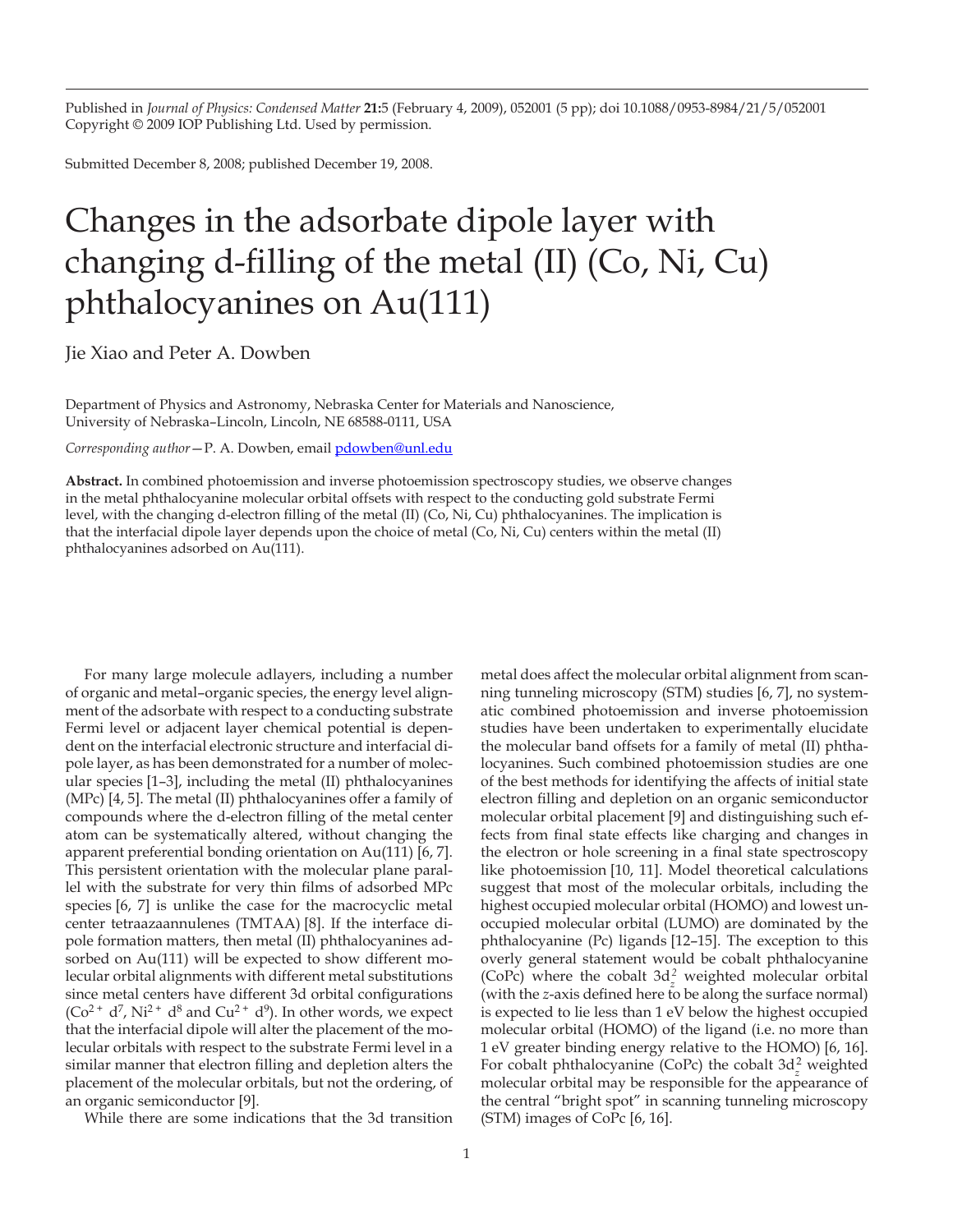Published in *Journal of Physics: Condensed Matter* **21:**5 (February 4, 2009), 052001 (5 pp); doi 10.1088/0953-8984/21/5/052001
Copyright © 2009 IOP Publishing Ltd. Used by permission.

Submitted December 8, 2008; published December 19, 2008.

# Changes in the adsorbate dipole layer with changing d-filling of the metal (II) (Co, Ni, Cu) phthalocyanines on Au(111)

Jie Xiao and Peter A. Dowben

Department of Physics and Astronomy, Nebraska Center for Materials and Nanoscience, University of Nebraska–Lincoln, Lincoln, NE 68588-0111, USA

*Corresponding author*—P. A. Dowben, email pdowben@unl.edu

**Abstract.** In combined photoemission and inverse photoemission spectroscopy studies, we observe changes in the metal phthalocyanine molecular orbital offsets with respect to the conducting gold substrate Fermi level, with the changing d-electron filling of the metal (II) (Co, Ni, Cu) phthalocyanines. The implication is that the interfacial dipole layer depends upon the choice of metal (Co, Ni, Cu) centers within the metal (II) phthalocyanines adsorbed on Au(111).

For many large molecule adlayers, including a number of organic and metal–organic species, the energy level alignment of the adsorbate with respect to a conducting substrate Fermi level or adjacent layer chemical potential is dependent on the interfacial electronic structure and interfacial dipole layer, as has been demonstrated for a number of molecular species [1–3], including the metal (II) phthalocyanines (MPc) [4, 5]. The metal (II) phthalocyanines offer a family of compounds where the d-electron filling of the metal center atom can be systematically altered, without changing the apparent preferential bonding orientation on Au(111) [6, 7]. This persistent orientation with the molecular plane parallel with the substrate for very thin films of adsorbed MPc species [6, 7] is unlike the case for the macrocyclic metal center tetraazaannulenes (TMTAA) [8]. If the interface dipole formation matters, then metal (II) phthalocyanines adsorbed on Au(111) will be expected to show different molecular orbital alignments with different metal substitutions since metal centers have different 3d orbital configurations ($Co^{2+}$ $d^7$, $Ni^{2+}$ $d^8$ and $Cu^{2+}$ $d^9$). In other words, we expect that the interfacial dipole will alter the placement of the molecular orbitals with respect to the substrate Fermi level in a similar manner that electron filling and depletion alters the placement of the molecular orbitals, but not the ordering, of an organic semiconductor [9].

While there are some indications that the 3d transition metal does affect the molecular orbital alignment from scanning tunneling microscopy (STM) studies [6, 7], no systematic combined photoemission and inverse photoemission studies have been undertaken to experimentally elucidate the molecular band offsets for a family of metal (II) phthalocyanines. Such combined photoemission studies are one of the best methods for identifying the affects of initial state electron filling and depletion on an organic semiconductor molecular orbital placement [9] and distinguishing such effects from final state effects like charging and changes in the electron or hole screening in a final state spectroscopy like photoemission [10, 11]. Model theoretical calculations suggest that most of the molecular orbitals, including the highest occupied molecular orbital (HOMO) and lowest unoccupied molecular orbital (LUMO) are dominated by the phthalocyanine (Pc) ligands [12–15]. The exception to this overly general statement would be cobalt phthalocyanine (CoPc) where the cobalt $3d_z^2$ weighted molecular orbital (with the *z*-axis defined here to be along the surface normal) is expected to lie less than 1 eV below the highest occupied molecular orbital (HOMO) of the ligand (i.e. no more than 1 eV greater binding energy relative to the HOMO) [6, 16]. For cobalt phthalocyanine (CoPc) the cobalt $3d_z^2$ weighted molecular orbital may be responsible for the appearance of the central "bright spot" in scanning tunneling microscopy (STM) images of CoPc [6, 16].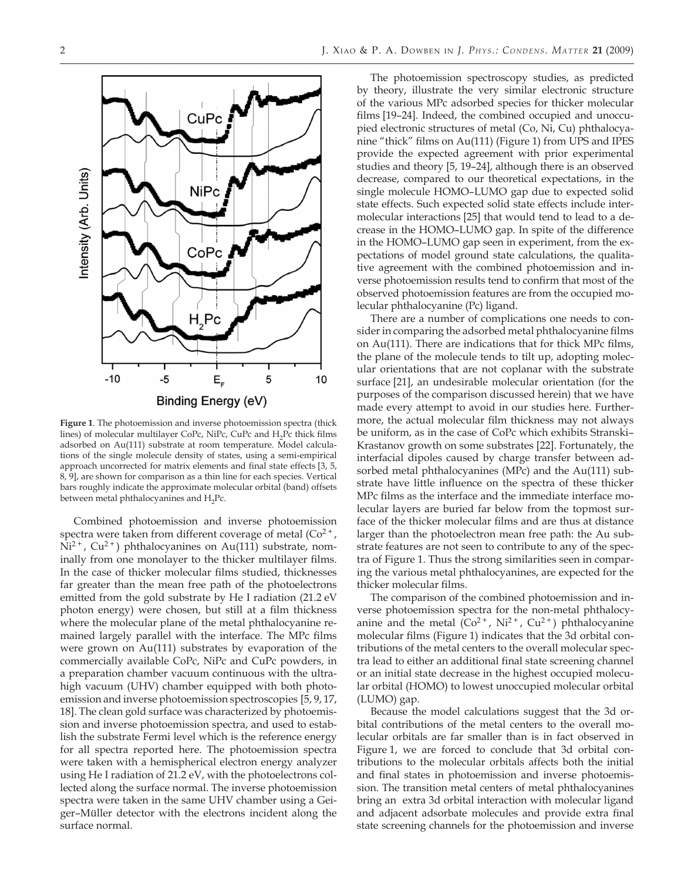**Figure 1**. The photoemission and inverse photoemission spectra (thick lines) of molecular multilayer CoPc, NiPc, CuPc and $H_2Pc$ thick films adsorbed on Au(111) substrate at room temperature. Model calculations of the single molecule density of states, using a semi-empirical approach uncorrected for matrix elements and final state effects [3, 5, 8, 9], are shown for comparison as a thin line for each species. Vertical bars roughly indicate the approximate molecular orbital (band) offsets between metal phthalocyanines and $H_2Pc$.

Combined photoemission and inverse photoemission spectra were taken from different coverage of metal ($Co^{2+}$, $Ni^{2+}$, $Cu^{2+}$) phthalocyanines on Au(111) substrate, nominally from one monolayer to the thicker multilayer films. In the case of thicker molecular films studied, thicknesses far greater than the mean free path of the photoelectrons emitted from the gold substrate by He I radiation (21.2 eV photon energy) were chosen, but still at a film thickness where the molecular plane of the metal phthalocyanine remained largely parallel with the interface. The MPc films were grown on Au(111) substrates by evaporation of the commercially available CoPc, NiPc and CuPc powders, in a preparation chamber vacuum continuous with the ultra-high vacuum (UHV) chamber equipped with both photoemission and inverse photoemission spectroscopies [5, 9, 17, 18]. The clean gold surface was characterized by photoemission and inverse photoemission spectra, and used to establish the substrate Fermi level which is the reference energy for all spectra reported here. The photoemission spectra were taken with a hemispherical electron energy analyzer using He I radiation of 21.2 eV, with the photoelectrons collected along the surface normal. The inverse photoemission spectra were taken in the same UHV chamber using a Geiger–Müller detector with the electrons incident along the surface normal.

The photoemission spectroscopy studies, as predicted by theory, illustrate the very similar electronic structure of the various MPc adsorbed species for thicker molecular films [19–24]. Indeed, the combined occupied and unoccupied electronic structures of metal (Co, Ni, Cu) phthalocyanine "thick" films on Au(111) (Figure 1) from UPS and IPES provide the expected agreement with prior experimental studies and theory [5, 19–24], although there is an observed decrease, compared to our theoretical expectations, in the single molecule HOMO–LUMO gap due to expected solid state effects. Such expected solid state effects include intermolecular interactions [25] that would tend to lead to a decrease in the HOMO–LUMO gap. In spite of the difference in the HOMO–LUMO gap seen in experiment, from the expectations of model ground state calculations, the qualitative agreement with the combined photoemission and inverse photoemission results tend to confirm that most of the observed photoemission features are from the occupied molecular phthalocyanine (Pc) ligand.

There are a number of complications one needs to consider in comparing the adsorbed metal phthalocyanine films on Au(111). There are indications that for thick MPc films, the plane of the molecule tends to tilt up, adopting molecular orientations that are not coplanar with the substrate surface [21], an undesirable molecular orientation (for the purposes of the comparison discussed herein) that we have made every attempt to avoid in our studies here. Furthermore, the actual molecular film thickness may not always be uniform, as in the case of CoPc which exhibits Stranski–Krastanov growth on some substrates [22]. Fortunately, the interfacial dipoles caused by charge transfer between adsorbed metal phthalocyanines (MPc) and the Au(111) substrate have little influence on the spectra of these thicker MPc films as the interface and the immediate interface molecular layers are buried far below from the topmost surface of the thicker molecular films and are thus at distance larger than the photoelectron mean free path: the Au substrate features are not seen to contribute to any of the spectra of Figure 1. Thus the strong similarities seen in comparing the various metal phthalocyanines, are expected for the thicker molecular films.

The comparison of the combined photoemission and inverse photoemission spectra for the non-metal phthalocyanine and the metal ($Co^{2+}$, $Ni^{2+}$, $Cu^{2+}$) phthalocyanine molecular films (Figure 1) indicates that the 3d orbital contributions of the metal centers to the overall molecular spectra lead to either an additional final state screening channel or an initial state decrease in the highest occupied molecular orbital (HOMO) to lowest unoccupied molecular orbital (LUMO) gap.

Because the model calculations suggest that the 3d orbital contributions of the metal centers to the overall molecular orbitals are far smaller than is in fact observed in Figure 1, we are forced to conclude that 3d orbital contributions to the molecular orbitals affects both the initial and final states in photoemission and inverse photoemission. The transition metal centers of metal phthalocyanines bring an extra 3d orbital interaction with molecular ligand and adjacent adsorbate molecules and provide extra final state screening channels for the photoemission and inverse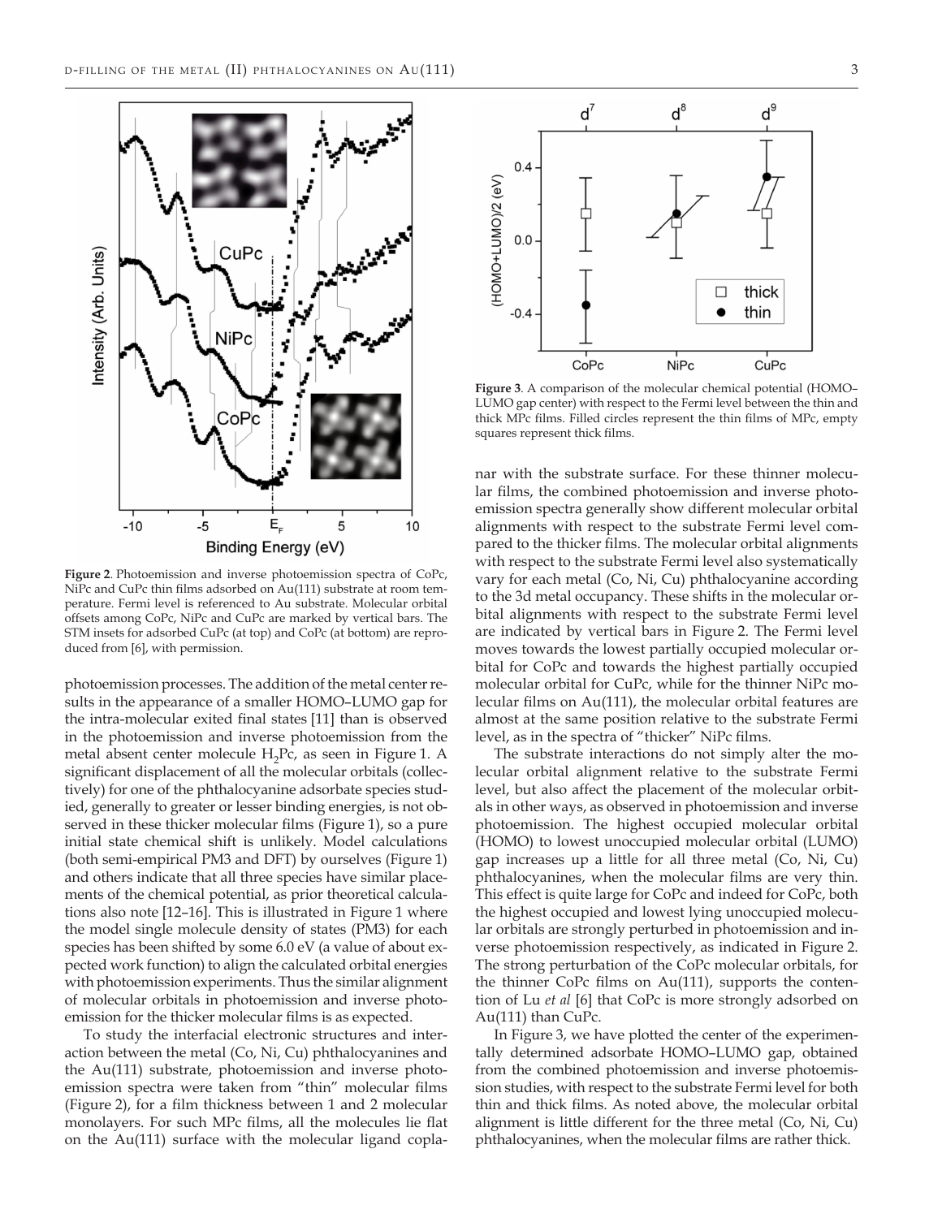**Figure 2**. Photoemission and inverse photoemission spectra of CoPc, NiPc and CuPc thin films adsorbed on Au(111) substrate at room temperature. Fermi level is referenced to Au substrate. Molecular orbital offsets among CoPc, NiPc and CuPc are marked by vertical bars. The STM insets for adsorbed CuPc (at top) and CoPc (at bottom) are reproduced from [6], with permission.

photoemission processes. The addition of the metal center results in the appearance of a smaller HOMO–LUMO gap for the intra-molecular exited final states [11] than is observed in the photoemission and inverse photoemission from the metal absent center molecule $H_2Pc$, as seen in Figure 1. A significant displacement of all the molecular orbitals (collectively) for one of the phthalocyanine adsorbate species studied, generally to greater or lesser binding energies, is not observed in these thicker molecular films (Figure 1), so a pure initial state chemical shift is unlikely. Model calculations (both semi-empirical PM3 and DFT) by ourselves (Figure 1) and others indicate that all three species have similar placements of the chemical potential, as prior theoretical calculations also note [12–16]. This is illustrated in Figure 1 where the model single molecule density of states (PM3) for each species has been shifted by some 6.0 eV (a value of about expected work function) to align the calculated orbital energies with photoemission experiments. Thus the similar alignment of molecular orbitals in photoemission and inverse photoemission for the thicker molecular films is as expected.

To study the interfacial electronic structures and interaction between the metal (Co, Ni, Cu) phthalocyanines and the Au(111) substrate, photoemission and inverse photoemission spectra were taken from "thin" molecular films (Figure 2), for a film thickness between 1 and 2 molecular monolayers. For such MPc films, all the molecules lie flat on the Au(111) surface with the molecular ligand coplanar with the substrate surface. For these thinner molecular films, the combined photoemission and inverse photoemission spectra generally show different molecular orbital alignments with respect to the substrate Fermi level compared to the thicker films. The molecular orbital alignments with respect to the substrate Fermi level also systematically vary for each metal (Co, Ni, Cu) phthalocyanine according to the 3d metal occupancy. These shifts in the molecular orbital alignments with respect to the substrate Fermi level are indicated by vertical bars in Figure 2. The Fermi level moves towards the lowest partially occupied molecular orbital for CoPc and towards the highest partially occupied molecular orbital for CuPc, while for the thinner NiPc molecular films on Au(111), the molecular orbital features are almost at the same position relative to the substrate Fermi level, as in the spectra of "thicker" NiPc films.

**Figure 3**. A comparison of the molecular chemical potential (HOMO–LUMO gap center) with respect to the Fermi level between the thin and thick MPc films. Filled circles represent the thin films of MPc, empty squares represent thick films.

The substrate interactions do not simply alter the molecular orbital alignment relative to the substrate Fermi level, but also affect the placement of the molecular orbitals in other ways, as observed in photoemission and inverse photoemission. The highest occupied molecular orbital (HOMO) to lowest unoccupied molecular orbital (LUMO) gap increases up a little for all three metal (Co, Ni, Cu) phthalocyanines, when the molecular films are very thin. This effect is quite large for CoPc and indeed for CoPc, both the highest occupied and lowest lying unoccupied molecular orbitals are strongly perturbed in photoemission and inverse photoemission respectively, as indicated in Figure 2. The strong perturbation of the CoPc molecular orbitals, for the thinner CoPc films on Au(111), supports the contention of Lu *et al* [6] that CoPc is more strongly adsorbed on Au(111) than CuPc.

In Figure 3, we have plotted the center of the experimentally determined adsorbate HOMO–LUMO gap, obtained from the combined photoemission and inverse photoemission studies, with respect to the substrate Fermi level for both thin and thick films. As noted above, the molecular orbital alignment is little different for the three metal (Co, Ni, Cu) phthalocyanines, when the molecular films are rather thick.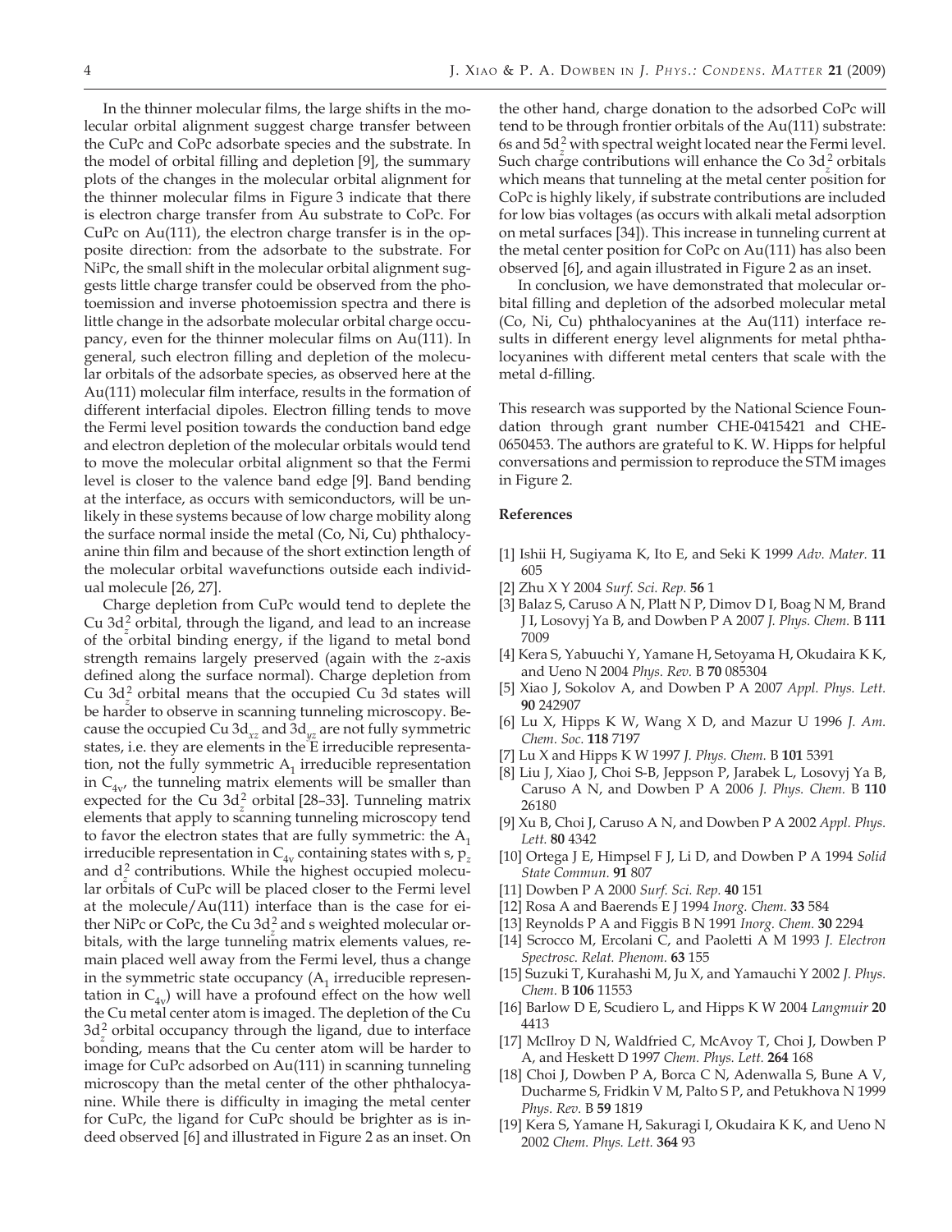In the thinner molecular films, the large shifts in the molecular orbital alignment suggest charge transfer between the CuPc and CoPc adsorbate species and the substrate. In the model of orbital filling and depletion [9], the summary plots of the changes in the molecular orbital alignment for the thinner molecular films in Figure 3 indicate that there is electron charge transfer from Au substrate to CoPc. For CuPc on Au(111), the electron charge transfer is in the opposite direction: from the adsorbate to the substrate. For NiPc, the small shift in the molecular orbital alignment suggests little charge transfer could be observed from the photoemission and inverse photoemission spectra and there is little change in the adsorbate molecular orbital charge occupancy, even for the thinner molecular films on Au(111). In general, such electron filling and depletion of the molecular orbitals of the adsorbate species, as observed here at the Au(111) molecular film interface, results in the formation of different interfacial dipoles. Electron filling tends to move the Fermi level position towards the conduction band edge and electron depletion of the molecular orbitals would tend to move the molecular orbital alignment so that the Fermi level is closer to the valence band edge [9]. Band bending at the interface, as occurs with semiconductors, will be unlikely in these systems because of low charge mobility along the surface normal inside the metal (Co, Ni, Cu) phthalocyanine thin film and because of the short extinction length of the molecular orbital wavefunctions outside each individual molecule [26, 27].

Charge depletion from CuPc would tend to deplete the Cu $3d_z^2$ orbital, through the ligand, and lead to an increase of the orbital binding energy, if the ligand to metal bond strength remains largely preserved (again with the *z*-axis defined along the surface normal). Charge depletion from Cu $3d_z^2$ orbital means that the occupied Cu 3d states will be harder to observe in scanning tunneling microscopy. Because the occupied Cu $3d_{xz}$ and $3d_{yz}$ are not fully symmetric states, i.e. they are elements in the E irreducible representation, not the fully symmetric $A_1$ irreducible representation in $C_{4v}$, the tunneling matrix elements will be smaller than expected for the Cu $3d_z^2$ orbital [28–33]. Tunneling matrix elements that apply to scanning tunneling microscopy tend to favor the electron states that are fully symmetric: the $A_1$ irreducible representation in $C_{4v}$ containing states with s, $p_z$ and $d_z^2$ contributions. While the highest occupied molecular orbitals of CuPc will be placed closer to the Fermi level at the molecule/Au(111) interface than is the case for either NiPc or CoPc, the Cu $3d_z^2$ and s weighted molecular orbitals, with the large tunneling matrix elements values, remain placed well away from the Fermi level, thus a change in the symmetric state occupancy ($A_1$ irreducible representation in $C_{4v}$) will have a profound effect on the how well the Cu metal center atom is imaged. The depletion of the Cu $3d_z^2$ orbital occupancy through the ligand, due to interface bonding, means that the Cu center atom will be harder to image for CuPc adsorbed on Au(111) in scanning tunneling microscopy than the metal center of the other phthalocyanine. While there is difficulty in imaging the metal center for CuPc, the ligand for CuPc should be brighter as is indeed observed [6] and illustrated in Figure 2 as an inset. On the other hand, charge donation to the adsorbed CoPc will tend to be through frontier orbitals of the Au(111) substrate: 6s and $5d_z^2$ with spectral weight located near the Fermi level. Such charge contributions will enhance the Co $3d_z^2$ orbitals which means that tunneling at the metal center position for CoPc is highly likely, if substrate contributions are included for low bias voltages (as occurs with alkali metal adsorption on metal surfaces [34]). This increase in tunneling current at the metal center position for CoPc on Au(111) has also been observed [6], and again illustrated in Figure 2 as an inset.

In conclusion, we have demonstrated that molecular orbital filling and depletion of the adsorbed molecular metal (Co, Ni, Cu) phthalocyanines at the Au(111) interface results in different energy level alignments for metal phthalocyanines with different metal centers that scale with the metal d-filling.

This research was supported by the National Science Foundation through grant number CHE-0415421 and CHE-0650453. The authors are grateful to K. W. Hipps for helpful conversations and permission to reproduce the STM images in Figure 2.

## References

[1] Ishii H, Sugiyama K, Ito E, and Seki K 1999 *Adv. Mater.* **11** 605

[2] Zhu X Y 2004 *Surf. Sci. Rep.* **56** 1

[3] Balaz S, Caruso A N, Platt N P, Dimov D I, Boag N M, Brand J I, Losovyj Ya B, and Dowben P A 2007 *J. Phys. Chem.* B **111** 7009

[4] Kera S, Yabuuchi Y, Yamane H, Setoyama H, Okudaira K K, and Ueno N 2004 *Phys. Rev.* B **70** 085304

[5] Xiao J, Sokolov A, and Dowben P A 2007 *Appl. Phys. Lett.* **90** 242907

[6] Lu X, Hipps K W, Wang X D, and Mazur U 1996 *J. Am. Chem. Soc.* **118** 7197

[7] Lu X and Hipps K W 1997 *J. Phys. Chem.* B **101** 5391

[8] Liu J, Xiao J, Choi S-B, Jeppson P, Jarabek L, Losovyj Ya B, Caruso A N, and Dowben P A 2006 *J. Phys. Chem.* B **110** 26180

[9] Xu B, Choi J, Caruso A N, and Dowben P A 2002 *Appl. Phys. Lett.* **80** 4342

[10] Ortega J E, Himpsel F J, Li D, and Dowben P A 1994 *Solid State Commun.* **91** 807

[11] Dowben P A 2000 *Surf. Sci. Rep.* **40** 151

[12] Rosa A and Baerends E J 1994 *Inorg. Chem.* **33** 584

[13] Reynolds P A and Figgis B N 1991 *Inorg. Chem.* **30** 2294

[14] Scrocco M, Ercolani C, and Paoletti A M 1993 *J. Electron Spectrosc. Relat. Phenom.* **63** 155

[15] Suzuki T, Kurahashi M, Ju X, and Yamauchi Y 2002 *J. Phys. Chem.* B **106** 11553

[16] Barlow D E, Scudiero L, and Hipps K W 2004 *Langmuir* **20** 4413

[17] McIlroy D N, Waldfried C, McAvoy T, Choi J, Dowben P A, and Heskett D 1997 *Chem. Phys. Lett.* **264** 168

[18] Choi J, Dowben P A, Borca C N, Adenwalla S, Bune A V, Ducharme S, Fridkin V M, Palto S P, and Petukhova N 1999 *Phys. Rev.* B **59** 1819

[19] Kera S, Yamane H, Sakuragi I, Okudaira K K, and Ueno N 2002 *Chem. Phys. Lett.* **364** 93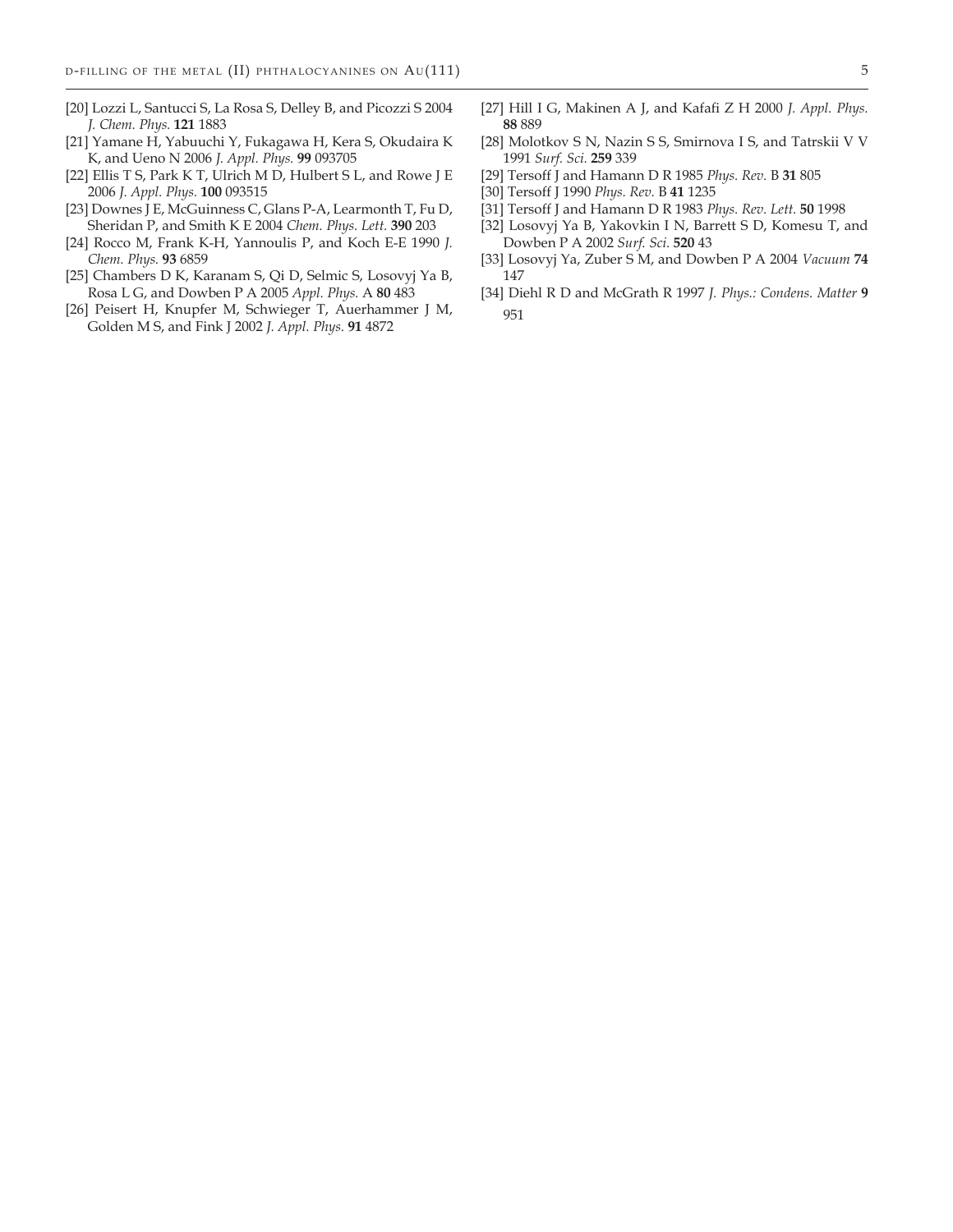[20] Lozzi L, Santucci S, La Rosa S, Delley B, and Picozzi S 2004 *J. Chem. Phys.* **121** 1883

[21] Yamane H, Yabuuchi Y, Fukagawa H, Kera S, Okudaira K K, and Ueno N 2006 *J. Appl. Phys.* **99** 093705

[22] Ellis T S, Park K T, Ulrich M D, Hulbert S L, and Rowe J E 2006 *J. Appl. Phys.* **100** 093515

[23] Downes J E, McGuinness C, Glans P-A, Learmonth T, Fu D, Sheridan P, and Smith K E 2004 *Chem. Phys. Lett.* **390** 203

[24] Rocco M, Frank K-H, Yannoulis P, and Koch E-E 1990 *J. Chem. Phys.* **93** 6859

[25] Chambers D K, Karanam S, Qi D, Selmic S, Losovyj Ya B, Rosa L G, and Dowben P A 2005 *Appl. Phys.* A **80** 483

[26] Peisert H, Knupfer M, Schwieger T, Auerhammer J M, Golden M S, and Fink J 2002 *J. Appl. Phys.* **91** 4872

[27] Hill I G, Makinen A J, and Kafafi Z H 2000 *J. Appl. Phys.* **88** 889

[28] Molotkov S N, Nazin S S, Smirnova I S, and Tatrskii V V 1991 *Surf. Sci.* **259** 339

[29] Tersoff J and Hamann D R 1985 *Phys. Rev.* B **31** 805

[30] Tersoff J 1990 *Phys. Rev.* B **41** 1235

[31] Tersoff J and Hamann D R 1983 *Phys. Rev. Lett.* **50** 1998

[32] Losovyj Ya B, Yakovkin I N, Barrett S D, Komesu T, and Dowben P A 2002 *Surf. Sci.* **520** 43

[33] Losovyj Ya, Zuber S M, and Dowben P A 2004 *Vacuum* **74** 147

[34] Diehl R D and McGrath R 1997 *J. Phys.: Condens. Matter* **9** 951